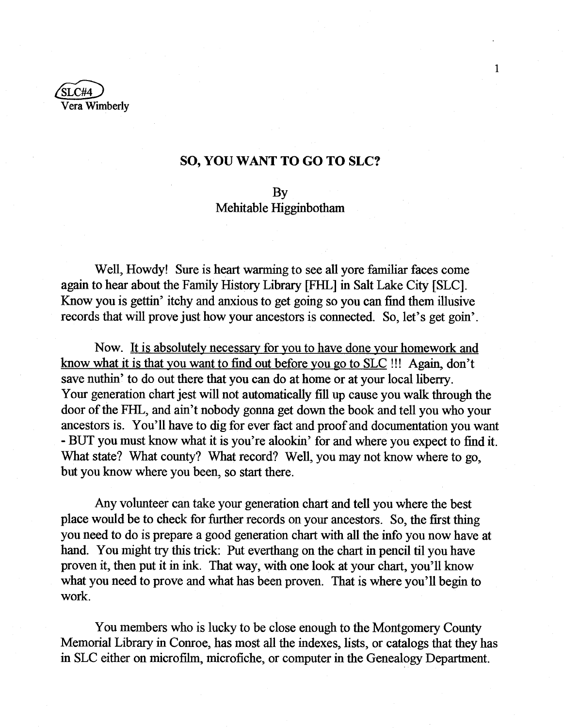SLC#4
Vera Wimberly

## SO, YOU WANT TO GO TO SLC?

By
Mehitable Higginbotham

Well, Howdy! Sure is heart warming to see all yore familiar faces come again to hear about the Family History Library [FHL] in Salt Lake City [SLC]. Know you is gettin' itchy and anxious to get going so you can find them illusive records that will prove just how your ancestors is connected. So, let's get goin'.

Now. <u>It is absolutely necessary for you to have done your homework and know what it is that you want to find out before you go to SLC</u> !!! Again, don't save nuthin' to do out there that you can do at home or at your local liberry. Your generation chart jest will not automatically fill up cause you walk through the door of the FHL, and ain't nobody gonna get down the book and tell you who your ancestors is. You'll have to dig for ever fact and proof and documentation you want - BUT you must know what it is you're alookin' for and where you expect to find it. What state? What county? What record? Well, you may not know where to go, but you know where you been, so start there.

Any volunteer can take your generation chart and tell you where the best place would be to check for further records on your ancestors. So, the first thing you need to do is prepare a good generation chart with all the info you now have at hand. You might try this trick: Put everthang on the chart in pencil til you have proven it, then put it in ink. That way, with one look at your chart, you'll know what you need to prove and what has been proven. That is where you'll begin to work.

You members who is lucky to be close enough to the Montgomery County Memorial Library in Conroe, has most all the indexes, lists, or catalogs that they has in SLC either on microfilm, microfiche, or computer in the Genealogy Department.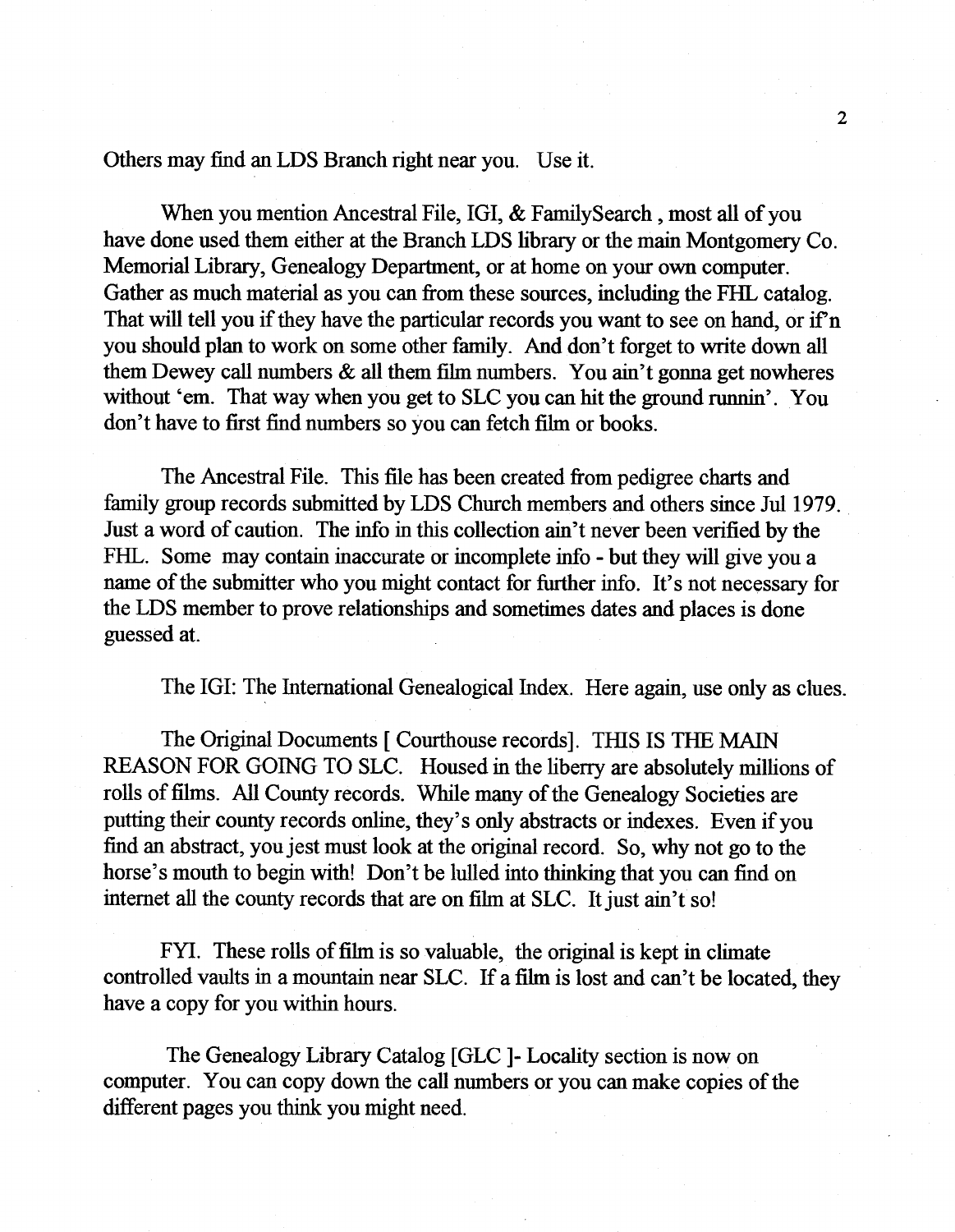Others may find an LDS Branch right near you. Use it.

When you mention Ancestral File, IGI, & FamilySearch , most all of you have done used them either at the Branch LDS library or the main Montgomery Co. Memorial Library, Genealogy Department, or at home on your own computer. Gather as much material as you can from these sources, including the FHL catalog. That will tell you if they have the particular records you want to see on hand, or if'n you should plan to work on some other family. And don't forget to write down all them Dewey call numbers & all them film numbers. You ain't gonna get nowheres without 'em. That way when you get to SLC you can hit the ground runnin'. You don't have to first find numbers so you can fetch film or books.

The Ancestral File. This file has been created from pedigree charts and family group records submitted by LDS Church members and others since Jul 1979. Just a word of caution. The info in this collection ain't never been verified by the FHL. Some may contain inaccurate or incomplete info - but they will give you a name of the submitter who you might contact for further info. It's not necessary for the LDS member to prove relationships and sometimes dates and places is done guessed at.

The IGI: The International Genealogical Index. Here again, use only as clues.

The Original Documents [ Courthouse records]. THIS IS THE MAIN REASON FOR GOING TO SLC. Housed in the liberry are absolutely millions of rolls of films. All County records. While many of the Genealogy Societies are putting their county records online, they's only abstracts or indexes. Even if you find an abstract, you jest must look at the original record. So, why not go to the horse's mouth to begin with! Don't be lulled into thinking that you can find on internet all the county records that are on film at SLC. It just ain't so!

FYI. These rolls of film is so valuable, the original is kept in climate controlled vaults in a mountain near SLC. If a film is lost and can't be located, they have a copy for you within hours.

The Genealogy Library Catalog [GLC ]- Locality section is now on computer. You can copy down the call numbers or you can make copies of the different pages you think you might need.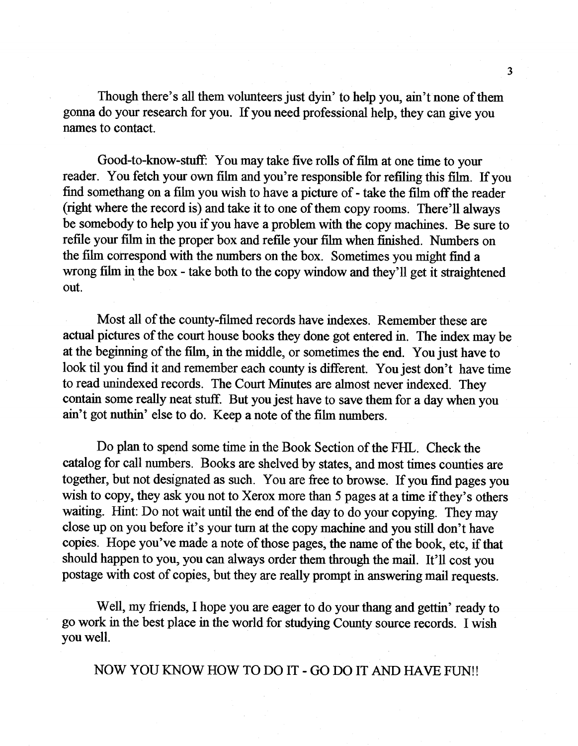Though there's all them volunteers just dyin' to help you, ain't none of them gonna do your research for you. If you need professional help, they can give you names to contact.

Good-to-know-stuff: You may take five rolls of film at one time to your reader. You fetch your own film and you're responsible for refiling this film. If you find somethang on a film you wish to have a picture of - take the film off the reader (right where the record is) and take it to one of them copy rooms. There'll always be somebody to help you if you have a problem with the copy machines. Be sure to refile your film in the proper box and refile your film when finished. Numbers on the film correspond with the numbers on the box. Sometimes you might find a wrong film in the box - take both to the copy window and they'll get it straightened out.

Most all of the county-filmed records have indexes. Remember these are actual pictures of the court house books they done got entered in. The index may be at the beginning of the film, in the middle, or sometimes the end. You just have to look til you find it and remember each county is different. You jest don't have time to read unindexed records. The Court Minutes are almost never indexed. They contain some really neat stuff. But you jest have to save them for a day when you ain't got nuthin' else to do. Keep a note of the film numbers.

Do plan to spend some time in the Book Section of the FHL. Check the catalog for call numbers. Books are shelved by states, and most times counties are together, but not designated as such. You are free to browse. If you find pages you wish to copy, they ask you not to Xerox more than 5 pages at a time if they's others waiting. Hint: Do not wait until the end of the day to do your copying. They may close up on you before it's your turn at the copy machine and you still don't have copies. Hope you've made a note of those pages, the name of the book, etc, if that should happen to you, you can always order them through the mail. It'll cost you postage with cost of copies, but they are really prompt in answering mail requests.

Well, my friends, I hope you are eager to do your thang and gettin' ready to go work in the best place in the world for studying County source records. I wish you well.

NOW YOU KNOW HOW TO DO IT - GO DO IT AND HAVE FUN!!